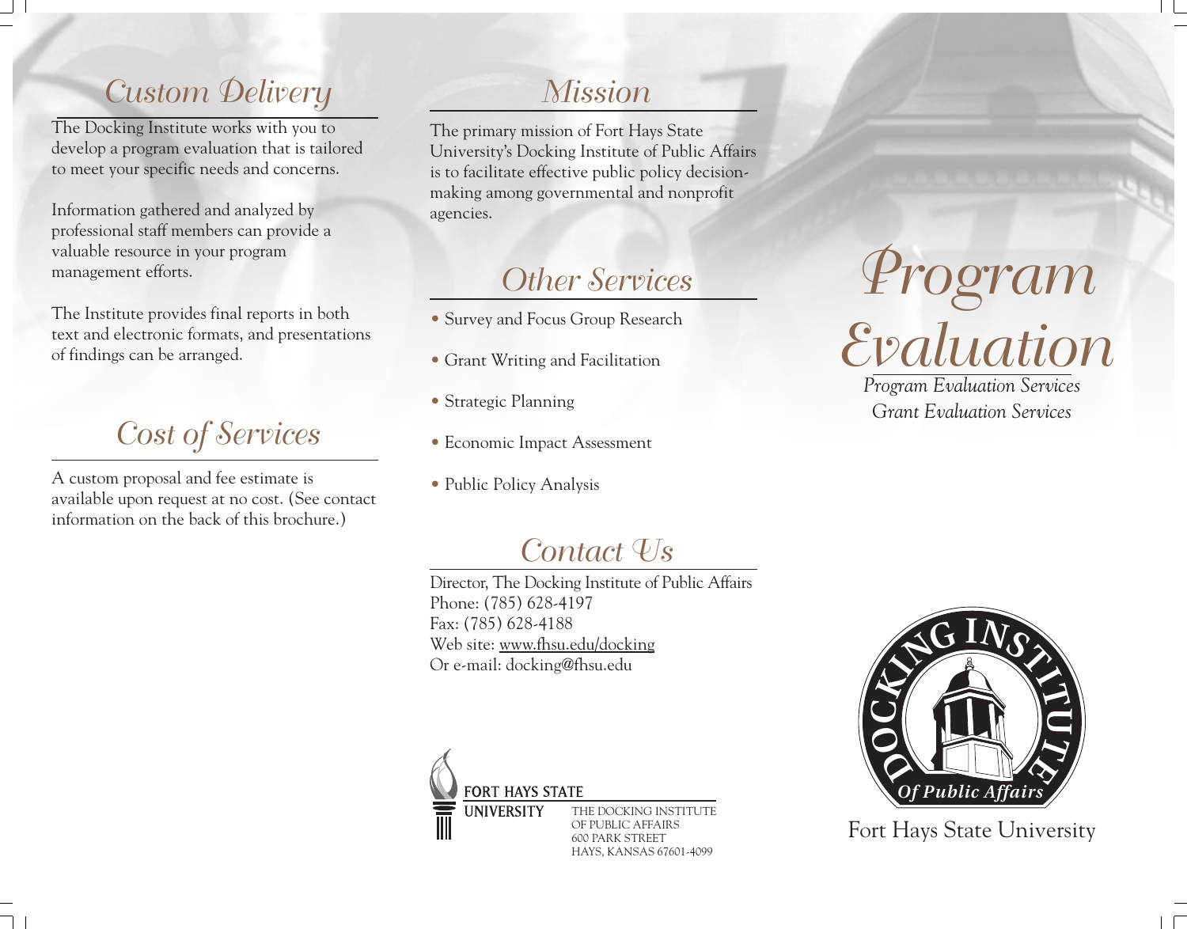## Custom Delivery

The Docking Institute works with you to develop a program evaluation that is tailored to meet your specific needs and concerns.

Information gathered and analyzed by professional staff members can provide a valuable resource in your program management efforts.

The Institute provides final reports in both text and electronic formats, and presentations of findings can be arranged.

## Cost of Services

A custom proposal and fee estimate is available upon request at no cost. (See contact information on the back of this brochure.)

## Mission

The primary mission of Fort Hays State University's Docking Institute of Public Affairs is to facilitate effective public policy decision-making among governmental and nonprofit agencies.

## Other Services

- Survey and Focus Group Research
- Grant Writing and Facilitation
- Strategic Planning
- Economic Impact Assessment
- Public Policy Analysis

## Contact Us

Director, The Docking Institute of Public Affairs
Phone: (785) 628-4197
Fax: (785) 628-4188
Web site: www.fhsu.edu/docking
Or e-mail: docking@fhsu.edu

FORT HAYS STATE UNIVERSITY

THE DOCKING INSTITUTE OF PUBLIC AFFAIRS
600 PARK STREET
HAYS, KANSAS 67601-4099

# Program Evaluation

*Program Evaluation Services*
*Grant Evaluation Services*

DOCKING INSTITUTE *Of Public Affairs*

Fort Hays State University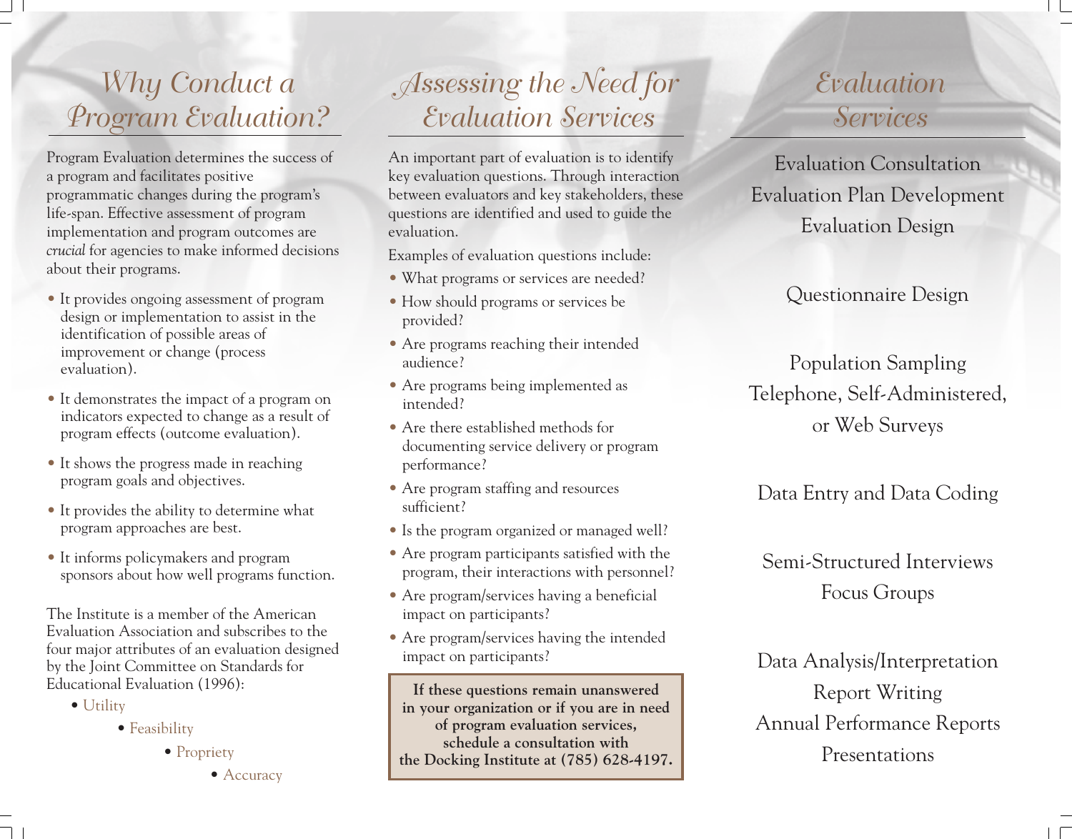## Why Conduct a Program Evaluation?

Program Evaluation determines the success of a program and facilitates positive programmatic changes during the program's life-span. Effective assessment of program implementation and program outcomes are *crucial* for agencies to make informed decisions about their programs.

- It provides ongoing assessment of program design or implementation to assist in the identification of possible areas of improvement or change (process evaluation).
- It demonstrates the impact of a program on indicators expected to change as a result of program effects (outcome evaluation).
- It shows the progress made in reaching program goals and objectives.
- It provides the ability to determine what program approaches are best.
- It informs policymakers and program sponsors about how well programs function.

The Institute is a member of the American Evaluation Association and subscribes to the four major attributes of an evaluation designed by the Joint Committee on Standards for Educational Evaluation (1996):

- Utility
- Feasibility
- Propriety
- Accuracy

## Assessing the Need for Evaluation Services

An important part of evaluation is to identify key evaluation questions. Through interaction between evaluators and key stakeholders, these questions are identified and used to guide the evaluation.

Examples of evaluation questions include:

- What programs or services are needed?
- How should programs or services be provided?
- Are programs reaching their intended audience?
- Are programs being implemented as intended?
- Are there established methods for documenting service delivery or program performance?
- Are program staffing and resources sufficient?
- Is the program organized or managed well?
- Are program participants satisfied with the program, their interactions with personnel?
- Are program/services having a beneficial impact on participants?
- Are program/services having the intended impact on participants?

**If these questions remain unanswered in your organization or if you are in need of program evaluation services, schedule a consultation with the Docking Institute at (785) 628-4197.**

## Evaluation Services

Evaluation Consultation
Evaluation Plan Development
Evaluation Design

Questionnaire Design

Population Sampling
Telephone, Self-Administered, or Web Surveys

Data Entry and Data Coding

Semi-Structured Interviews
Focus Groups

Data Analysis/Interpretation
Report Writing
Annual Performance Reports
Presentations